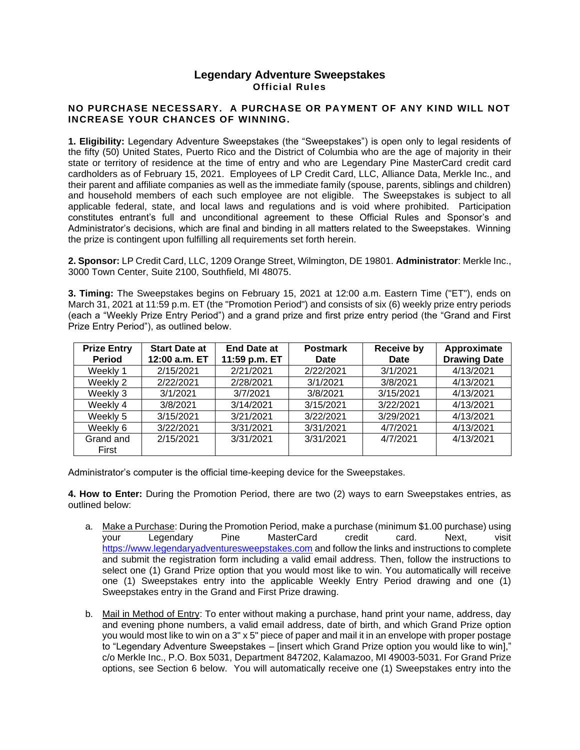# Legendary Adventure Sweepstakes

## Official Rules

**NO PURCHASE NECESSARY. A PURCHASE OR PAYMENT OF ANY KIND WILL NOT INCREASE YOUR CHANCES OF WINNING.**

**1. Eligibility:** Legendary Adventure Sweepstakes (the "Sweepstakes") is open only to legal residents of the fifty (50) United States, Puerto Rico and the District of Columbia who are the age of majority in their state or territory of residence at the time of entry and who are Legendary Pine MasterCard credit card cardholders as of February 15, 2021. Employees of LP Credit Card, LLC, Alliance Data, Merkle Inc., and their parent and affiliate companies as well as the immediate family (spouse, parents, siblings and children) and household members of each such employee are not eligible. The Sweepstakes is subject to all applicable federal, state, and local laws and regulations and is void where prohibited. Participation constitutes entrant's full and unconditional agreement to these Official Rules and Sponsor's and Administrator's decisions, which are final and binding in all matters related to the Sweepstakes. Winning the prize is contingent upon fulfilling all requirements set forth herein.

**2. Sponsor:** LP Credit Card, LLC, 1209 Orange Street, Wilmington, DE 19801. **Administrator**: Merkle Inc., 3000 Town Center, Suite 2100, Southfield, MI 48075.

**3. Timing:** The Sweepstakes begins on February 15, 2021 at 12:00 a.m. Eastern Time ("ET"), ends on March 31, 2021 at 11:59 p.m. ET (the "Promotion Period") and consists of six (6) weekly prize entry periods (each a "Weekly Prize Entry Period") and a grand prize and first prize entry period (the "Grand and First Prize Entry Period"), as outlined below.

| Prize Entry Period | Start Date at 12:00 a.m. ET | End Date at 11:59 p.m. ET | Postmark Date | Receive by Date | Approximate Drawing Date |
|---|---|---|---|---|---|
| Weekly 1 | 2/15/2021 | 2/21/2021 | 2/22/2021 | 3/1/2021 | 4/13/2021 |
| Weekly 2 | 2/22/2021 | 2/28/2021 | 3/1/2021 | 3/8/2021 | 4/13/2021 |
| Weekly 3 | 3/1/2021 | 3/7/2021 | 3/8/2021 | 3/15/2021 | 4/13/2021 |
| Weekly 4 | 3/8/2021 | 3/14/2021 | 3/15/2021 | 3/22/2021 | 4/13/2021 |
| Weekly 5 | 3/15/2021 | 3/21/2021 | 3/22/2021 | 3/29/2021 | 4/13/2021 |
| Weekly 6 | 3/22/2021 | 3/31/2021 | 3/31/2021 | 4/7/2021 | 4/13/2021 |
| Grand and First | 2/15/2021 | 3/31/2021 | 3/31/2021 | 4/7/2021 | 4/13/2021 |

Administrator's computer is the official time-keeping device for the Sweepstakes.

**4. How to Enter:** During the Promotion Period, there are two (2) ways to earn Sweepstakes entries, as outlined below:

a. Make a Purchase: During the Promotion Period, make a purchase (minimum $1.00 purchase) using your Legendary Pine MasterCard credit card. Next, visit https://www.legendaryadventuresweepstakes.com and follow the links and instructions to complete and submit the registration form including a valid email address. Then, follow the instructions to select one (1) Grand Prize option that you would most like to win. You automatically will receive one (1) Sweepstakes entry into the applicable Weekly Entry Period drawing and one (1) Sweepstakes entry in the Grand and First Prize drawing.

b. Mail in Method of Entry: To enter without making a purchase, hand print your name, address, day and evening phone numbers, a valid email address, date of birth, and which Grand Prize option you would most like to win on a 3" x 5" piece of paper and mail it in an envelope with proper postage to "Legendary Adventure Sweepstakes – [insert which Grand Prize option you would like to win]," c/o Merkle Inc., P.O. Box 5031, Department 847202, Kalamazoo, MI 49003-5031. For Grand Prize options, see Section 6 below. You will automatically receive one (1) Sweepstakes entry into the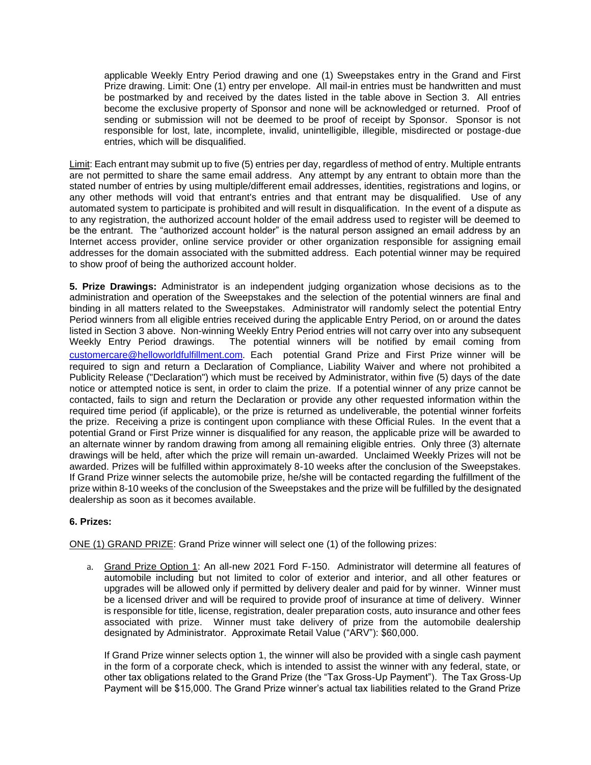applicable Weekly Entry Period drawing and one (1) Sweepstakes entry in the Grand and First Prize drawing. Limit: One (1) entry per envelope. All mail-in entries must be handwritten and must be postmarked by and received by the dates listed in the table above in Section 3. All entries become the exclusive property of Sponsor and none will be acknowledged or returned. Proof of sending or submission will not be deemed to be proof of receipt by Sponsor. Sponsor is not responsible for lost, late, incomplete, invalid, unintelligible, illegible, misdirected or postage-due entries, which will be disqualified.

Limit: Each entrant may submit up to five (5) entries per day, regardless of method of entry. Multiple entrants are not permitted to share the same email address. Any attempt by any entrant to obtain more than the stated number of entries by using multiple/different email addresses, identities, registrations and logins, or any other methods will void that entrant's entries and that entrant may be disqualified. Use of any automated system to participate is prohibited and will result in disqualification. In the event of a dispute as to any registration, the authorized account holder of the email address used to register will be deemed to be the entrant. The "authorized account holder" is the natural person assigned an email address by an Internet access provider, online service provider or other organization responsible for assigning email addresses for the domain associated with the submitted address. Each potential winner may be required to show proof of being the authorized account holder.

**5. Prize Drawings:** Administrator is an independent judging organization whose decisions as to the administration and operation of the Sweepstakes and the selection of the potential winners are final and binding in all matters related to the Sweepstakes. Administrator will randomly select the potential Entry Period winners from all eligible entries received during the applicable Entry Period, on or around the dates listed in Section 3 above. Non-winning Weekly Entry Period entries will not carry over into any subsequent Weekly Entry Period drawings. The potential winners will be notified by email coming from customercare@helloworldfulfillment.com. Each potential Grand Prize and First Prize winner will be required to sign and return a Declaration of Compliance, Liability Waiver and where not prohibited a Publicity Release ("Declaration") which must be received by Administrator, within five (5) days of the date notice or attempted notice is sent, in order to claim the prize. If a potential winner of any prize cannot be contacted, fails to sign and return the Declaration or provide any other requested information within the required time period (if applicable), or the prize is returned as undeliverable, the potential winner forfeits the prize. Receiving a prize is contingent upon compliance with these Official Rules. In the event that a potential Grand or First Prize winner is disqualified for any reason, the applicable prize will be awarded to an alternate winner by random drawing from among all remaining eligible entries. Only three (3) alternate drawings will be held, after which the prize will remain un-awarded. Unclaimed Weekly Prizes will not be awarded. Prizes will be fulfilled within approximately 8-10 weeks after the conclusion of the Sweepstakes. If Grand Prize winner selects the automobile prize, he/she will be contacted regarding the fulfillment of the prize within 8-10 weeks of the conclusion of the Sweepstakes and the prize will be fulfilled by the designated dealership as soon as it becomes available.

**6. Prizes:**

ONE (1) GRAND PRIZE: Grand Prize winner will select one (1) of the following prizes:

a. Grand Prize Option 1: An all-new 2021 Ford F-150. Administrator will determine all features of automobile including but not limited to color of exterior and interior, and all other features or upgrades will be allowed only if permitted by delivery dealer and paid for by winner. Winner must be a licensed driver and will be required to provide proof of insurance at time of delivery. Winner is responsible for title, license, registration, dealer preparation costs, auto insurance and other fees associated with prize. Winner must take delivery of prize from the automobile dealership designated by Administrator. Approximate Retail Value ("ARV"): $60,000.

   If Grand Prize winner selects option 1, the winner will also be provided with a single cash payment in the form of a corporate check, which is intended to assist the winner with any federal, state, or other tax obligations related to the Grand Prize (the "Tax Gross-Up Payment"). The Tax Gross-Up Payment will be $15,000. The Grand Prize winner's actual tax liabilities related to the Grand Prize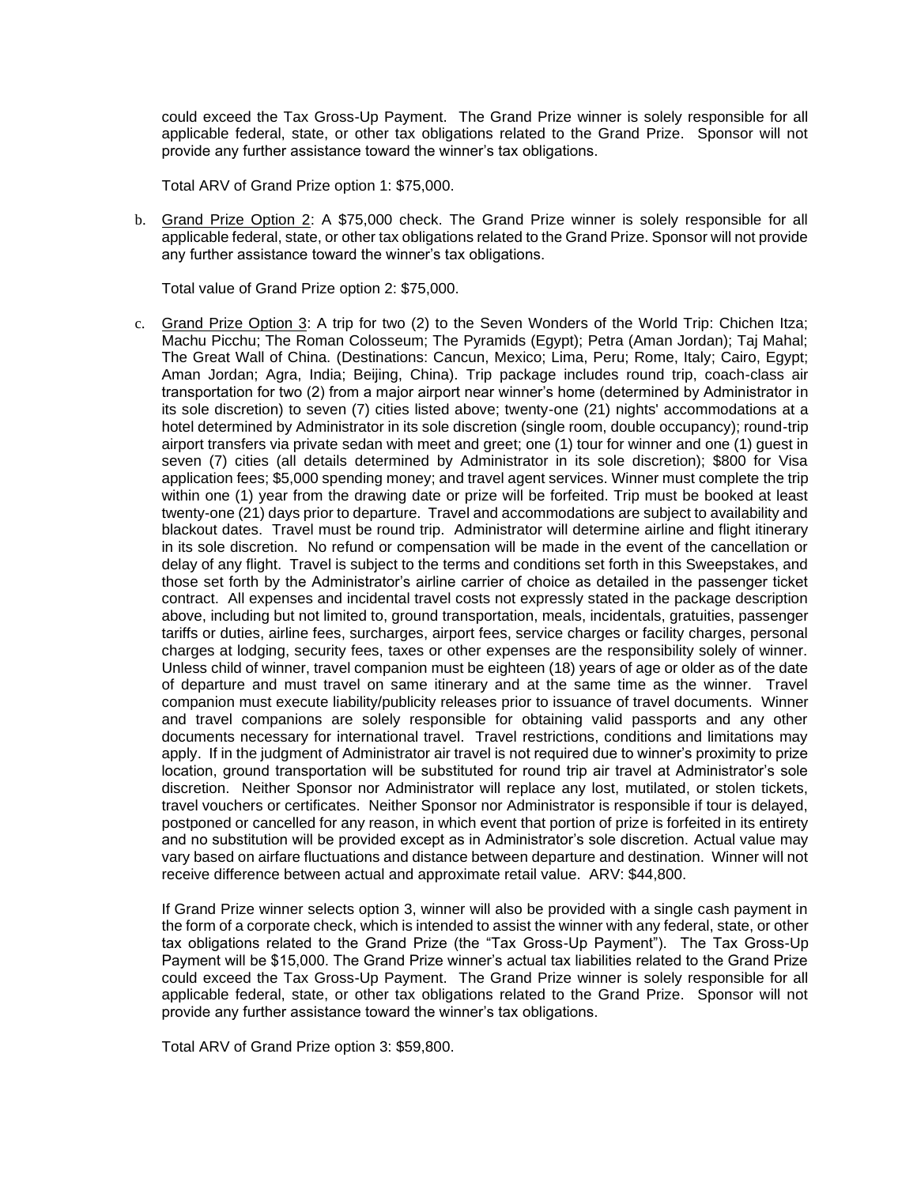could exceed the Tax Gross-Up Payment. The Grand Prize winner is solely responsible for all applicable federal, state, or other tax obligations related to the Grand Prize. Sponsor will not provide any further assistance toward the winner's tax obligations.

Total ARV of Grand Prize option 1: $75,000.

b. <u>Grand Prize Option 2</u>: A $75,000 check. The Grand Prize winner is solely responsible for all applicable federal, state, or other tax obligations related to the Grand Prize. Sponsor will not provide any further assistance toward the winner's tax obligations.

   Total value of Grand Prize option 2: $75,000.

c. <u>Grand Prize Option 3</u>: A trip for two (2) to the Seven Wonders of the World Trip: Chichen Itza; Machu Picchu; The Roman Colosseum; The Pyramids (Egypt); Petra (Aman Jordan); Taj Mahal; The Great Wall of China. (Destinations: Cancun, Mexico; Lima, Peru; Rome, Italy; Cairo, Egypt; Aman Jordan; Agra, India; Beijing, China). Trip package includes round trip, coach-class air transportation for two (2) from a major airport near winner's home (determined by Administrator in its sole discretion) to seven (7) cities listed above; twenty-one (21) nights' accommodations at a hotel determined by Administrator in its sole discretion (single room, double occupancy); round-trip airport transfers via private sedan with meet and greet; one (1) tour for winner and one (1) guest in seven (7) cities (all details determined by Administrator in its sole discretion); $800 for Visa application fees; $5,000 spending money; and travel agent services. Winner must complete the trip within one (1) year from the drawing date or prize will be forfeited. Trip must be booked at least twenty-one (21) days prior to departure. Travel and accommodations are subject to availability and blackout dates. Travel must be round trip. Administrator will determine airline and flight itinerary in its sole discretion. No refund or compensation will be made in the event of the cancellation or delay of any flight. Travel is subject to the terms and conditions set forth in this Sweepstakes, and those set forth by the Administrator's airline carrier of choice as detailed in the passenger ticket contract. All expenses and incidental travel costs not expressly stated in the package description above, including but not limited to, ground transportation, meals, incidentals, gratuities, passenger tariffs or duties, airline fees, surcharges, airport fees, service charges or facility charges, personal charges at lodging, security fees, taxes or other expenses are the responsibility solely of winner. Unless child of winner, travel companion must be eighteen (18) years of age or older as of the date of departure and must travel on same itinerary and at the same time as the winner. Travel companion must execute liability/publicity releases prior to issuance of travel documents. Winner and travel companions are solely responsible for obtaining valid passports and any other documents necessary for international travel. Travel restrictions, conditions and limitations may apply. If in the judgment of Administrator air travel is not required due to winner's proximity to prize location, ground transportation will be substituted for round trip air travel at Administrator's sole discretion. Neither Sponsor nor Administrator will replace any lost, mutilated, or stolen tickets, travel vouchers or certificates. Neither Sponsor nor Administrator is responsible if tour is delayed, postponed or cancelled for any reason, in which event that portion of prize is forfeited in its entirety and no substitution will be provided except as in Administrator's sole discretion. Actual value may vary based on airfare fluctuations and distance between departure and destination. Winner will not receive difference between actual and approximate retail value. ARV: $44,800.

   If Grand Prize winner selects option 3, winner will also be provided with a single cash payment in the form of a corporate check, which is intended to assist the winner with any federal, state, or other tax obligations related to the Grand Prize (the "Tax Gross-Up Payment"). The Tax Gross-Up Payment will be $15,000. The Grand Prize winner's actual tax liabilities related to the Grand Prize could exceed the Tax Gross-Up Payment. The Grand Prize winner is solely responsible for all applicable federal, state, or other tax obligations related to the Grand Prize. Sponsor will not provide any further assistance toward the winner's tax obligations.

   Total ARV of Grand Prize option 3: $59,800.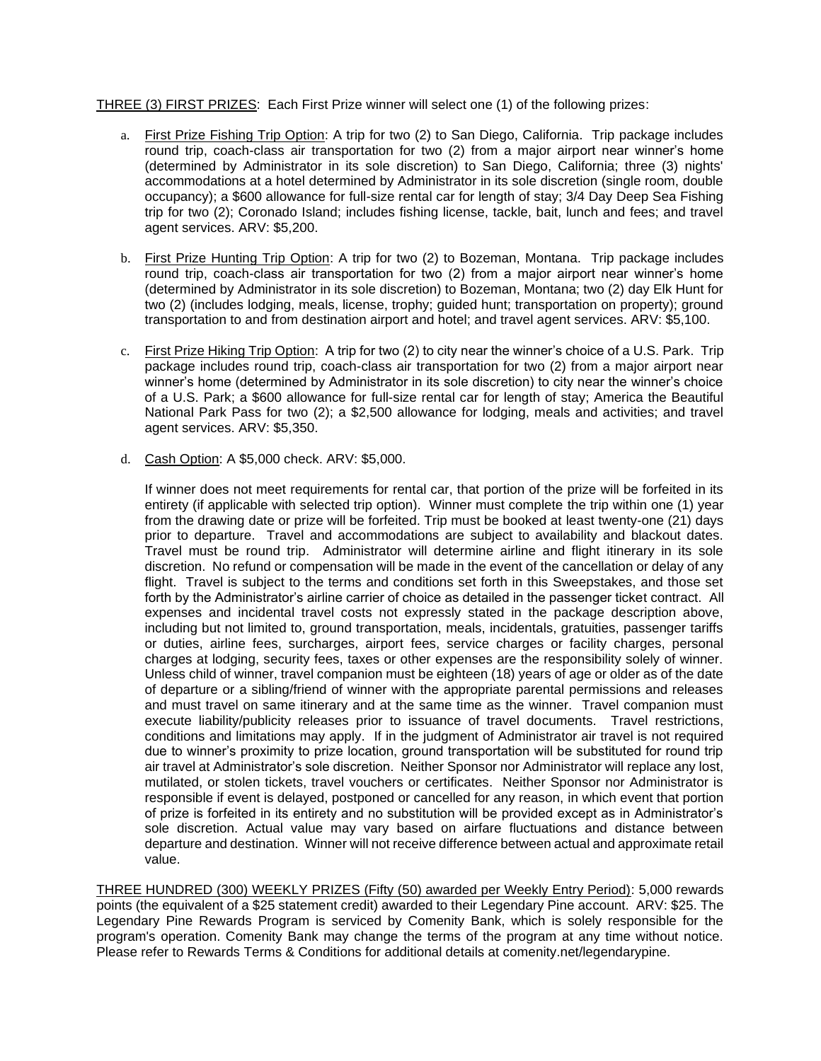THREE (3) FIRST PRIZES: Each First Prize winner will select one (1) of the following prizes:

a. First Prize Fishing Trip Option: A trip for two (2) to San Diego, California. Trip package includes round trip, coach-class air transportation for two (2) from a major airport near winner's home (determined by Administrator in its sole discretion) to San Diego, California; three (3) nights' accommodations at a hotel determined by Administrator in its sole discretion (single room, double occupancy); a $600 allowance for full-size rental car for length of stay; 3/4 Day Deep Sea Fishing trip for two (2); Coronado Island; includes fishing license, tackle, bait, lunch and fees; and travel agent services. ARV: $5,200.

b. First Prize Hunting Trip Option: A trip for two (2) to Bozeman, Montana. Trip package includes round trip, coach-class air transportation for two (2) from a major airport near winner's home (determined by Administrator in its sole discretion) to Bozeman, Montana; two (2) day Elk Hunt for two (2) (includes lodging, meals, license, trophy; guided hunt; transportation on property); ground transportation to and from destination airport and hotel; and travel agent services. ARV: $5,100.

c. First Prize Hiking Trip Option: A trip for two (2) to city near the winner's choice of a U.S. Park. Trip package includes round trip, coach-class air transportation for two (2) from a major airport near winner's home (determined by Administrator in its sole discretion) to city near the winner's choice of a U.S. Park; a $600 allowance for full-size rental car for length of stay; America the Beautiful National Park Pass for two (2); a $2,500 allowance for lodging, meals and activities; and travel agent services. ARV: $5,350.

d. Cash Option: A $5,000 check. ARV: $5,000.

If winner does not meet requirements for rental car, that portion of the prize will be forfeited in its entirety (if applicable with selected trip option). Winner must complete the trip within one (1) year from the drawing date or prize will be forfeited. Trip must be booked at least twenty-one (21) days prior to departure. Travel and accommodations are subject to availability and blackout dates. Travel must be round trip. Administrator will determine airline and flight itinerary in its sole discretion. No refund or compensation will be made in the event of the cancellation or delay of any flight. Travel is subject to the terms and conditions set forth in this Sweepstakes, and those set forth by the Administrator's airline carrier of choice as detailed in the passenger ticket contract. All expenses and incidental travel costs not expressly stated in the package description above, including but not limited to, ground transportation, meals, incidentals, gratuities, passenger tariffs or duties, airline fees, surcharges, airport fees, service charges or facility charges, personal charges at lodging, security fees, taxes or other expenses are the responsibility solely of winner. Unless child of winner, travel companion must be eighteen (18) years of age or older as of the date of departure or a sibling/friend of winner with the appropriate parental permissions and releases and must travel on same itinerary and at the same time as the winner. Travel companion must execute liability/publicity releases prior to issuance of travel documents. Travel restrictions, conditions and limitations may apply. If in the judgment of Administrator air travel is not required due to winner's proximity to prize location, ground transportation will be substituted for round trip air travel at Administrator's sole discretion. Neither Sponsor nor Administrator will replace any lost, mutilated, or stolen tickets, travel vouchers or certificates. Neither Sponsor nor Administrator is responsible if event is delayed, postponed or cancelled for any reason, in which event that portion of prize is forfeited in its entirety and no substitution will be provided except as in Administrator's sole discretion. Actual value may vary based on airfare fluctuations and distance between departure and destination. Winner will not receive difference between actual and approximate retail value.

THREE HUNDRED (300) WEEKLY PRIZES (Fifty (50) awarded per Weekly Entry Period): 5,000 rewards points (the equivalent of a $25 statement credit) awarded to their Legendary Pine account. ARV: $25. The Legendary Pine Rewards Program is serviced by Comenity Bank, which is solely responsible for the program's operation. Comenity Bank may change the terms of the program at any time without notice. Please refer to Rewards Terms & Conditions for additional details at comenity.net/legendarypine.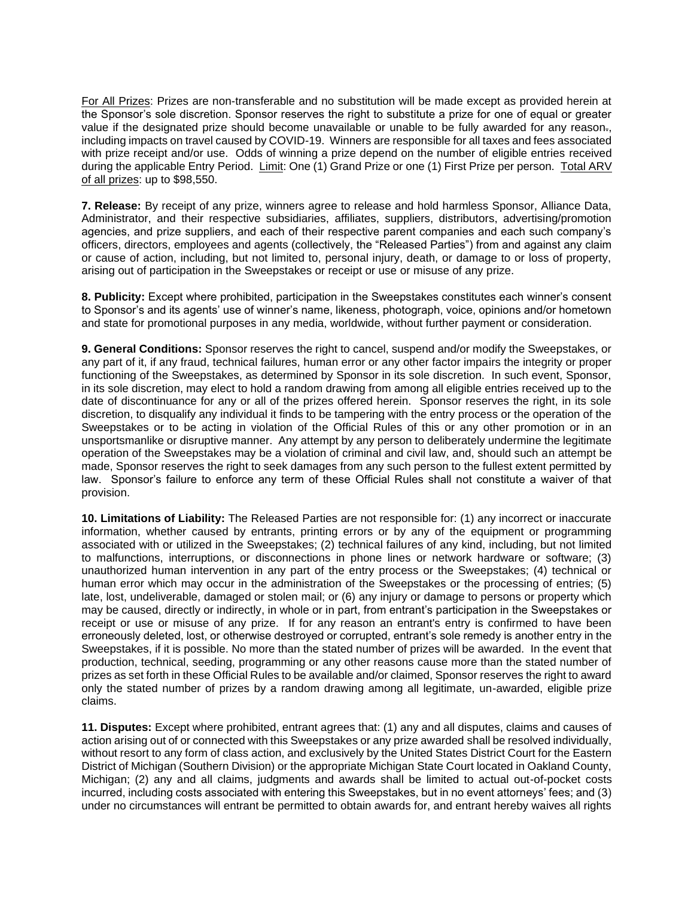<u>For All Prizes</u>: Prizes are non-transferable and no substitution will be made except as provided herein at the Sponsor's sole discretion. Sponsor reserves the right to substitute a prize for one of equal or greater value if the designated prize should become unavailable or unable to be fully awarded for any reason., including impacts on travel caused by COVID-19. Winners are responsible for all taxes and fees associated with prize receipt and/or use. Odds of winning a prize depend on the number of eligible entries received during the applicable Entry Period. <u>Limit</u>: One (1) Grand Prize or one (1) First Prize per person. <u>Total ARV of all prizes</u>: up to $98,550.

**7. Release:** By receipt of any prize, winners agree to release and hold harmless Sponsor, Alliance Data, Administrator, and their respective subsidiaries, affiliates, suppliers, distributors, advertising/promotion agencies, and prize suppliers, and each of their respective parent companies and each such company's officers, directors, employees and agents (collectively, the "Released Parties") from and against any claim or cause of action, including, but not limited to, personal injury, death, or damage to or loss of property, arising out of participation in the Sweepstakes or receipt or use or misuse of any prize.

**8. Publicity:** Except where prohibited, participation in the Sweepstakes constitutes each winner's consent to Sponsor's and its agents' use of winner's name, likeness, photograph, voice, opinions and/or hometown and state for promotional purposes in any media, worldwide, without further payment or consideration.

**9. General Conditions:** Sponsor reserves the right to cancel, suspend and/or modify the Sweepstakes, or any part of it, if any fraud, technical failures, human error or any other factor impairs the integrity or proper functioning of the Sweepstakes, as determined by Sponsor in its sole discretion. In such event, Sponsor, in its sole discretion, may elect to hold a random drawing from among all eligible entries received up to the date of discontinuance for any or all of the prizes offered herein. Sponsor reserves the right, in its sole discretion, to disqualify any individual it finds to be tampering with the entry process or the operation of the Sweepstakes or to be acting in violation of the Official Rules of this or any other promotion or in an unsportsmanlike or disruptive manner. Any attempt by any person to deliberately undermine the legitimate operation of the Sweepstakes may be a violation of criminal and civil law, and, should such an attempt be made, Sponsor reserves the right to seek damages from any such person to the fullest extent permitted by law. Sponsor's failure to enforce any term of these Official Rules shall not constitute a waiver of that provision.

**10. Limitations of Liability:** The Released Parties are not responsible for: (1) any incorrect or inaccurate information, whether caused by entrants, printing errors or by any of the equipment or programming associated with or utilized in the Sweepstakes; (2) technical failures of any kind, including, but not limited to malfunctions, interruptions, or disconnections in phone lines or network hardware or software; (3) unauthorized human intervention in any part of the entry process or the Sweepstakes; (4) technical or human error which may occur in the administration of the Sweepstakes or the processing of entries; (5) late, lost, undeliverable, damaged or stolen mail; or (6) any injury or damage to persons or property which may be caused, directly or indirectly, in whole or in part, from entrant's participation in the Sweepstakes or receipt or use or misuse of any prize. If for any reason an entrant's entry is confirmed to have been erroneously deleted, lost, or otherwise destroyed or corrupted, entrant's sole remedy is another entry in the Sweepstakes, if it is possible. No more than the stated number of prizes will be awarded. In the event that production, technical, seeding, programming or any other reasons cause more than the stated number of prizes as set forth in these Official Rules to be available and/or claimed, Sponsor reserves the right to award only the stated number of prizes by a random drawing among all legitimate, un-awarded, eligible prize claims.

**11. Disputes:** Except where prohibited, entrant agrees that: (1) any and all disputes, claims and causes of action arising out of or connected with this Sweepstakes or any prize awarded shall be resolved individually, without resort to any form of class action, and exclusively by the United States District Court for the Eastern District of Michigan (Southern Division) or the appropriate Michigan State Court located in Oakland County, Michigan; (2) any and all claims, judgments and awards shall be limited to actual out-of-pocket costs incurred, including costs associated with entering this Sweepstakes, but in no event attorneys' fees; and (3) under no circumstances will entrant be permitted to obtain awards for, and entrant hereby waives all rights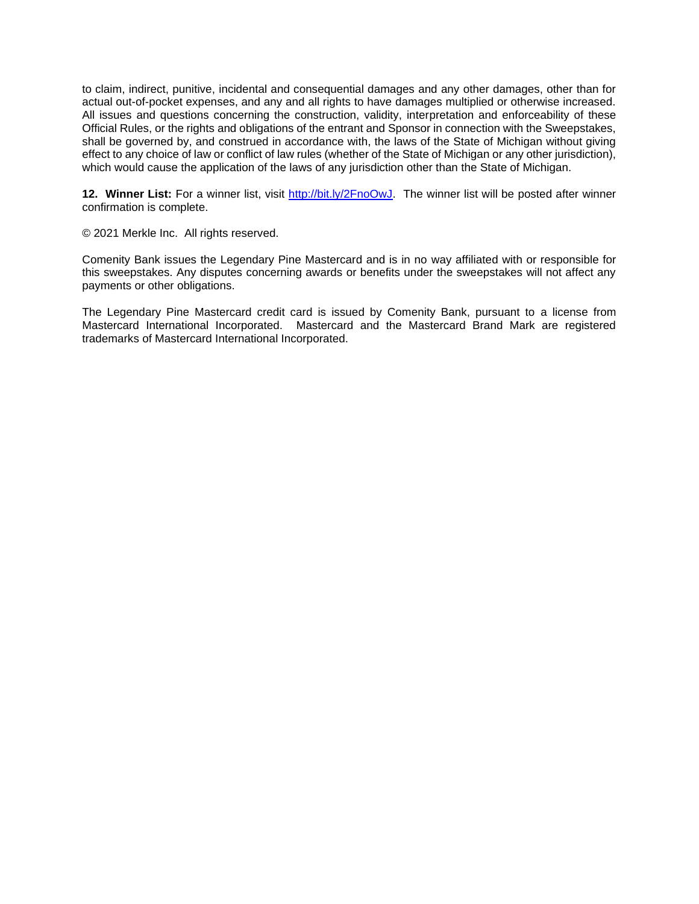to claim, indirect, punitive, incidental and consequential damages and any other damages, other than for actual out-of-pocket expenses, and any and all rights to have damages multiplied or otherwise increased. All issues and questions concerning the construction, validity, interpretation and enforceability of these Official Rules, or the rights and obligations of the entrant and Sponsor in connection with the Sweepstakes, shall be governed by, and construed in accordance with, the laws of the State of Michigan without giving effect to any choice of law or conflict of law rules (whether of the State of Michigan or any other jurisdiction), which would cause the application of the laws of any jurisdiction other than the State of Michigan.

**12. Winner List:** For a winner list, visit [http://bit.ly/2FnoOwJ](http://bit.ly/2FnoOwJ). The winner list will be posted after winner confirmation is complete.

© 2021 Merkle Inc. All rights reserved.

Comenity Bank issues the Legendary Pine Mastercard and is in no way affiliated with or responsible for this sweepstakes. Any disputes concerning awards or benefits under the sweepstakes will not affect any payments or other obligations.

The Legendary Pine Mastercard credit card is issued by Comenity Bank, pursuant to a license from Mastercard International Incorporated. Mastercard and the Mastercard Brand Mark are registered trademarks of Mastercard International Incorporated.